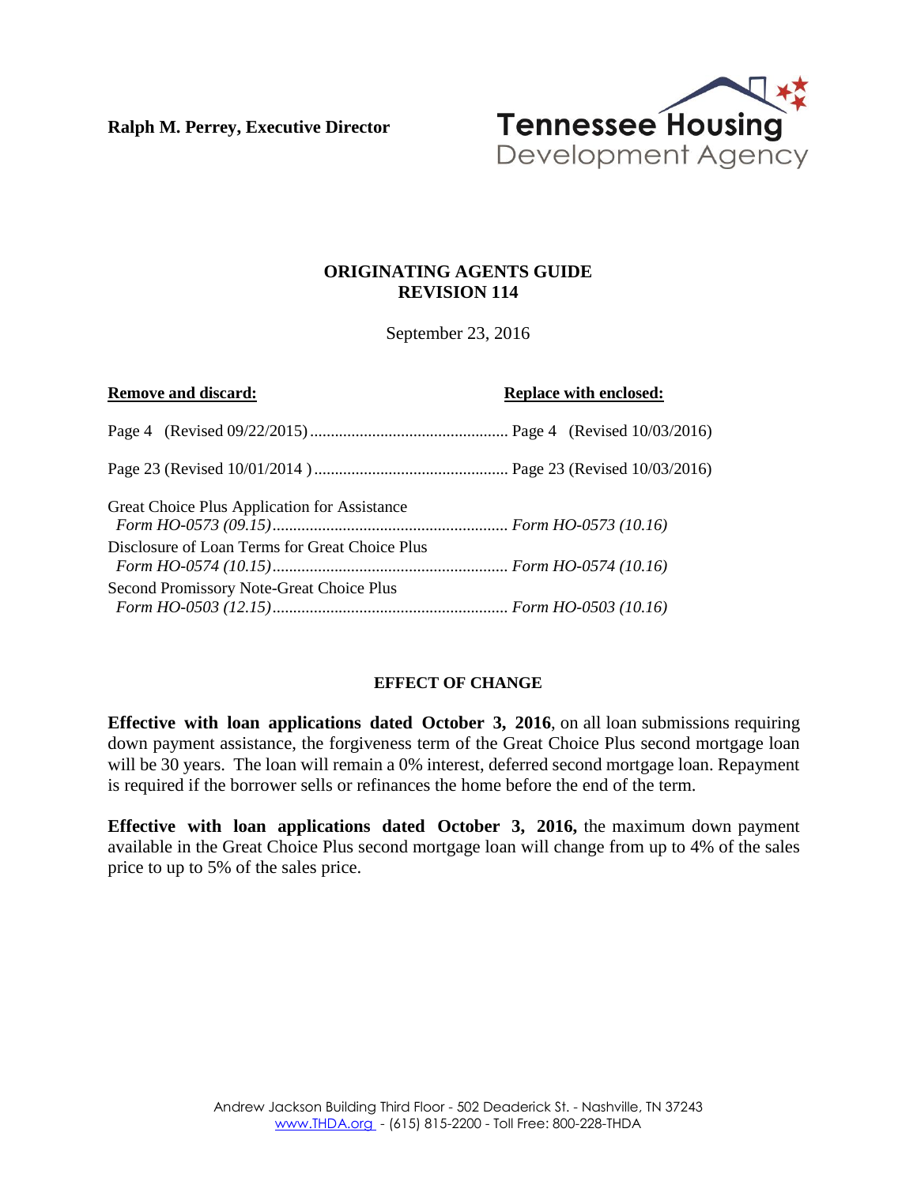Ralph M. Perrey, Executive Director

Tennessee Housing Development Agency

# ORIGINATING AGENTS GUIDE
# REVISION 114

September 23, 2016

| **Remove and discard:** | **Replace with enclosed:** |
|---|---|
| Page 4 (Revised 09/22/2015) | Page 4 (Revised 10/03/2016) |
| Page 23 (Revised 10/01/2014 ) | Page 23 (Revised 10/03/2016) |
| Great Choice Plus Application for Assistance *Form HO-0573 (09.15)* | *Form HO-0573 (10.16)* |
| Disclosure of Loan Terms for Great Choice Plus *Form HO-0574 (10.15)* | *Form HO-0574 (10.16)* |
| Second Promissory Note-Great Choice Plus *Form HO-0503 (12.15)* | *Form HO-0503 (10.16)* |

## EFFECT OF CHANGE

**Effective with loan applications dated October 3, 2016**, on all loan submissions requiring down payment assistance, the forgiveness term of the Great Choice Plus second mortgage loan will be 30 years. The loan will remain a 0% interest, deferred second mortgage loan. Repayment is required if the borrower sells or refinances the home before the end of the term.

**Effective with loan applications dated October 3, 2016,** the maximum down payment available in the Great Choice Plus second mortgage loan will change from up to 4% of the sales price to up to 5% of the sales price.

Andrew Jackson Building Third Floor - 502 Deaderick St. - Nashville, TN 37243
www.THDA.org - (615) 815-2200 - Toll Free: 800-228-THDA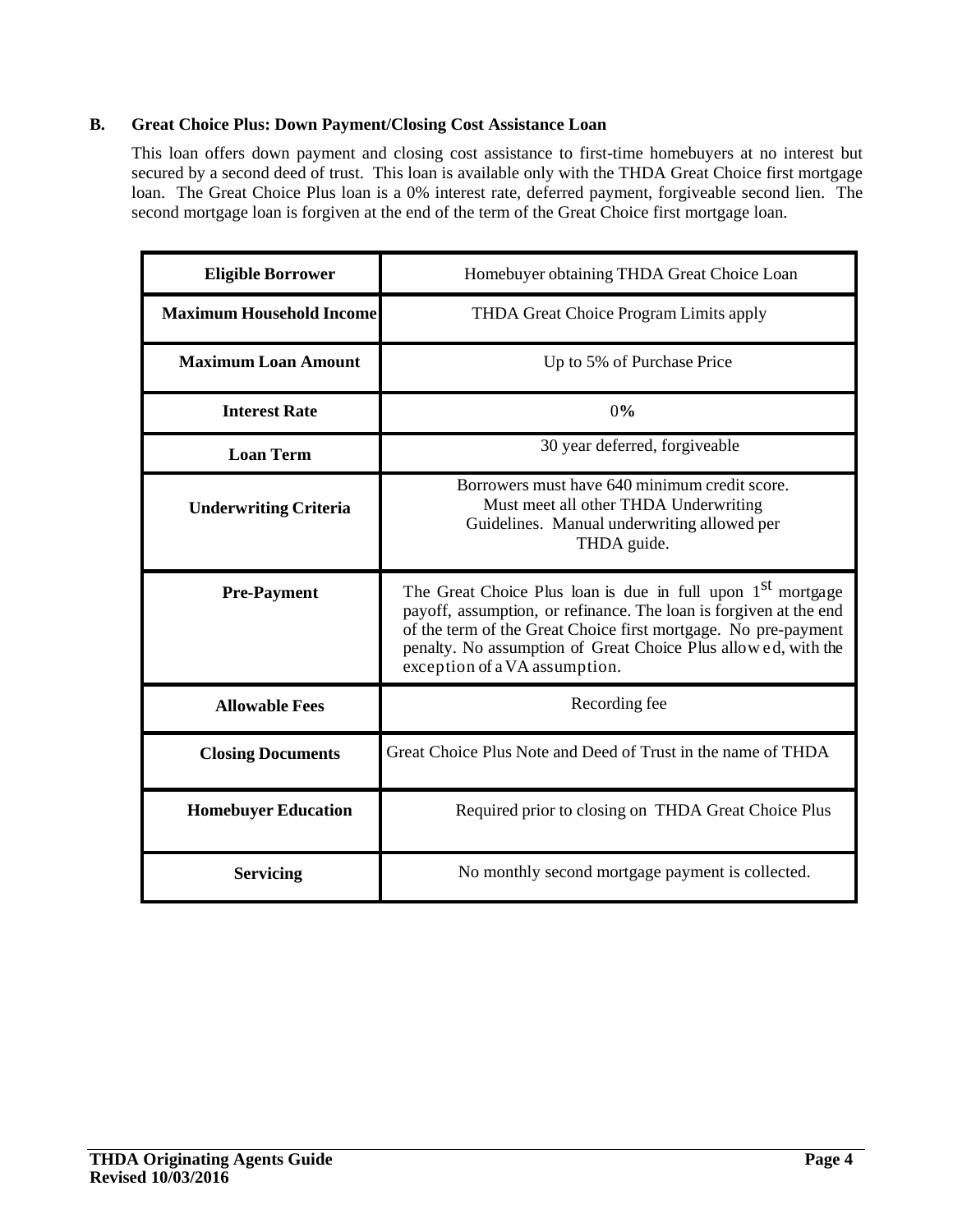### B. Great Choice Plus: Down Payment/Closing Cost Assistance Loan

This loan offers down payment and closing cost assistance to first-time homebuyers at no interest but secured by a second deed of trust. This loan is available only with the THDA Great Choice first mortgage loan. The Great Choice Plus loan is a 0% interest rate, deferred payment, forgiveable second lien. The second mortgage loan is forgiven at the end of the term of the Great Choice first mortgage loan.

| **Eligible Borrower** | Homebuyer obtaining THDA Great Choice Loan |
|---|---|
| **Maximum Household Income** | THDA Great Choice Program Limits apply |
| **Maximum Loan Amount** | Up to 5% of Purchase Price |
| **Interest Rate** | 0% |
| **Loan Term** | 30 year deferred, forgiveable |
| **Underwriting Criteria** | Borrowers must have 640 minimum credit score. Must meet all other THDA Underwriting Guidelines. Manual underwriting allowed per THDA guide. |
| **Pre-Payment** | The Great Choice Plus loan is due in full upon 1st mortgage payoff, assumption, or refinance. The loan is forgiven at the end of the term of the Great Choice first mortgage. No pre-payment penalty. No assumption of Great Choice Plus allowed, with the exception of a VA assumption. |
| **Allowable Fees** | Recording fee |
| **Closing Documents** | Great Choice Plus Note and Deed of Trust in the name of THDA |
| **Homebuyer Education** | Required prior to closing on THDA Great Choice Plus |
| **Servicing** | No monthly second mortgage payment is collected. |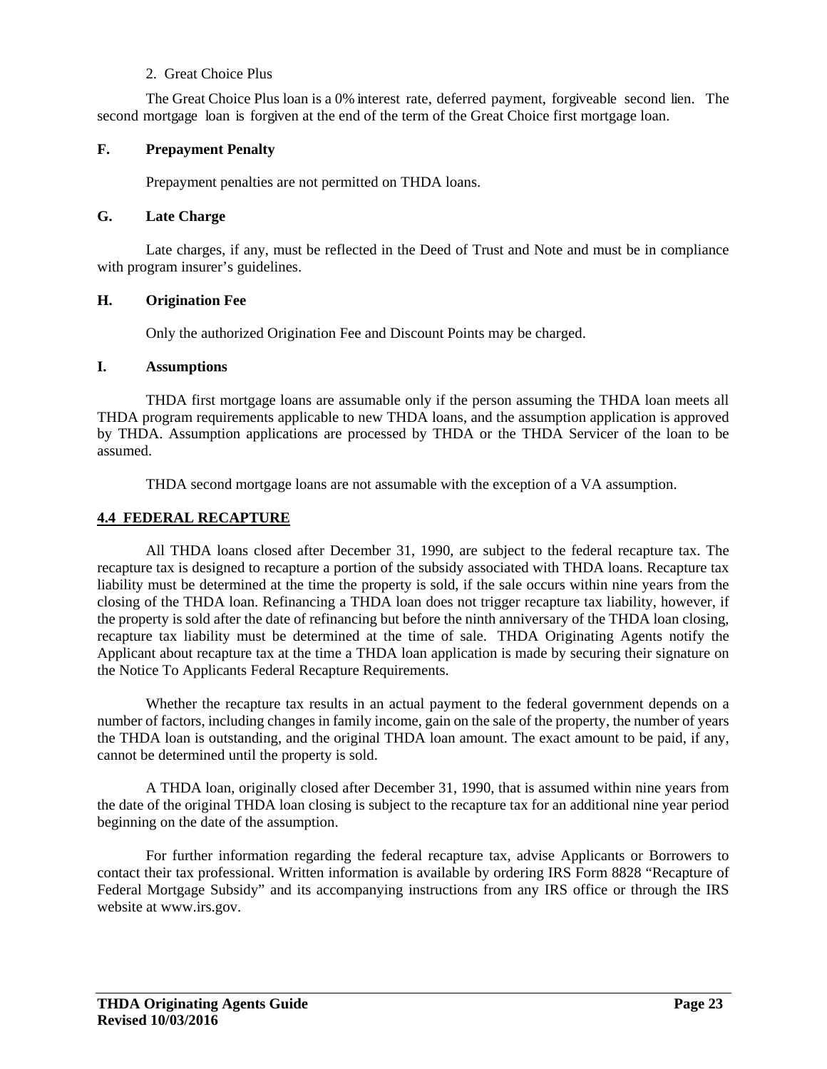2. Great Choice Plus

The Great Choice Plus loan is a 0% interest rate, deferred payment, forgiveable second lien. The second mortgage loan is forgiven at the end of the term of the Great Choice first mortgage loan.

**F. Prepayment Penalty**

Prepayment penalties are not permitted on THDA loans.

**G. Late Charge**

Late charges, if any, must be reflected in the Deed of Trust and Note and must be in compliance with program insurer's guidelines.

**H. Origination Fee**

Only the authorized Origination Fee and Discount Points may be charged.

**I. Assumptions**

THDA first mortgage loans are assumable only if the person assuming the THDA loan meets all THDA program requirements applicable to new THDA loans, and the assumption application is approved by THDA. Assumption applications are processed by THDA or the THDA Servicer of the loan to be assumed.

THDA second mortgage loans are not assumable with the exception of a VA assumption.

## 4.4 FEDERAL RECAPTURE

All THDA loans closed after December 31, 1990, are subject to the federal recapture tax. The recapture tax is designed to recapture a portion of the subsidy associated with THDA loans. Recapture tax liability must be determined at the time the property is sold, if the sale occurs within nine years from the closing of the THDA loan. Refinancing a THDA loan does not trigger recapture tax liability, however, if the property is sold after the date of refinancing but before the ninth anniversary of the THDA loan closing, recapture tax liability must be determined at the time of sale. THDA Originating Agents notify the Applicant about recapture tax at the time a THDA loan application is made by securing their signature on the Notice To Applicants Federal Recapture Requirements.

Whether the recapture tax results in an actual payment to the federal government depends on a number of factors, including changes in family income, gain on the sale of the property, the number of years the THDA loan is outstanding, and the original THDA loan amount. The exact amount to be paid, if any, cannot be determined until the property is sold.

A THDA loan, originally closed after December 31, 1990, that is assumed within nine years from the date of the original THDA loan closing is subject to the recapture tax for an additional nine year period beginning on the date of the assumption.

For further information regarding the federal recapture tax, advise Applicants or Borrowers to contact their tax professional. Written information is available by ordering IRS Form 8828 "Recapture of Federal Mortgage Subsidy" and its accompanying instructions from any IRS office or through the IRS website at www.irs.gov.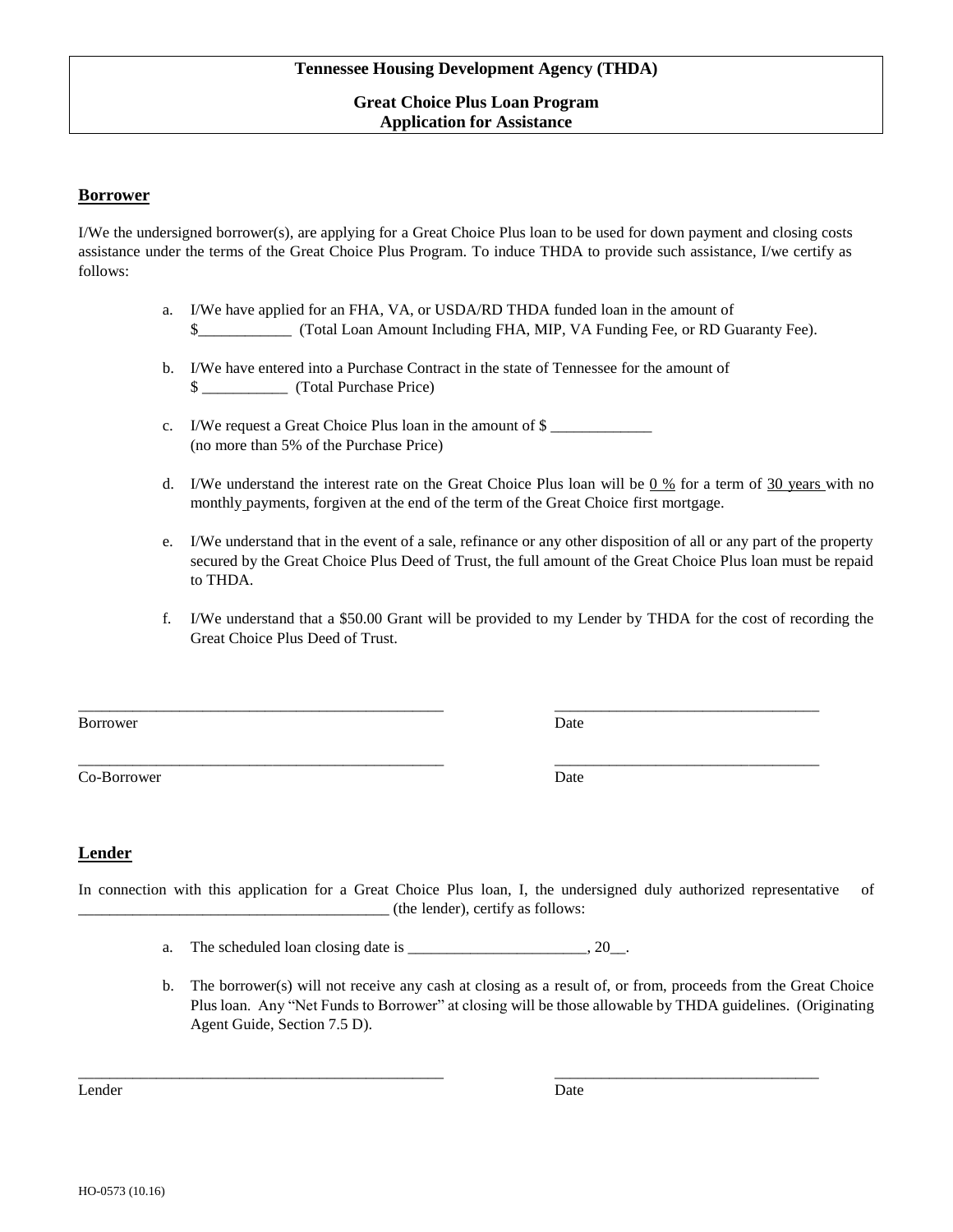**Tennessee Housing Development Agency (THDA)**

**Great Choice Plus Loan Program**
**Application for Assistance**

## Borrower

I/We the undersigned borrower(s), are applying for a Great Choice Plus loan to be used for down payment and closing costs assistance under the terms of the Great Choice Plus Program. To induce THDA to provide such assistance, I/we certify as follows:

a. I/We have applied for an FHA, VA, or USDA/RD THDA funded loan in the amount of $____________ (Total Loan Amount Including FHA, MIP, VA Funding Fee, or RD Guaranty Fee).

b. I/We have entered into a Purchase Contract in the state of Tennessee for the amount of $ ___________ (Total Purchase Price)

c. I/We request a Great Choice Plus loan in the amount of $ _____________ (no more than 5% of the Purchase Price)

d. I/We understand the interest rate on the Great Choice Plus loan will be 0 % for a term of 30 years with no monthly payments, forgiven at the end of the term of the Great Choice first mortgage.

e. I/We understand that in the event of a sale, refinance or any other disposition of all or any part of the property secured by the Great Choice Plus Deed of Trust, the full amount of the Great Choice Plus loan must be repaid to THDA.

f. I/We understand that a $50.00 Grant will be provided to my Lender by THDA for the cost of recording the Great Choice Plus Deed of Trust.

_______________________________________________ _________________________________

Borrower Date

_______________________________________________ _________________________________

Co-Borrower Date

## Lender

In connection with this application for a Great Choice Plus loan, I, the undersigned duly authorized representative of _______________________________________ (the lender), certify as follows:

a. The scheduled loan closing date is ______________________, 20__.

b. The borrower(s) will not receive any cash at closing as a result of, or from, proceeds from the Great Choice Plus loan. Any "Net Funds to Borrower" at closing will be those allowable by THDA guidelines. (Originating Agent Guide, Section 7.5 D).

_______________________________________________ _________________________________

Lender Date

HO-0573 (10.16)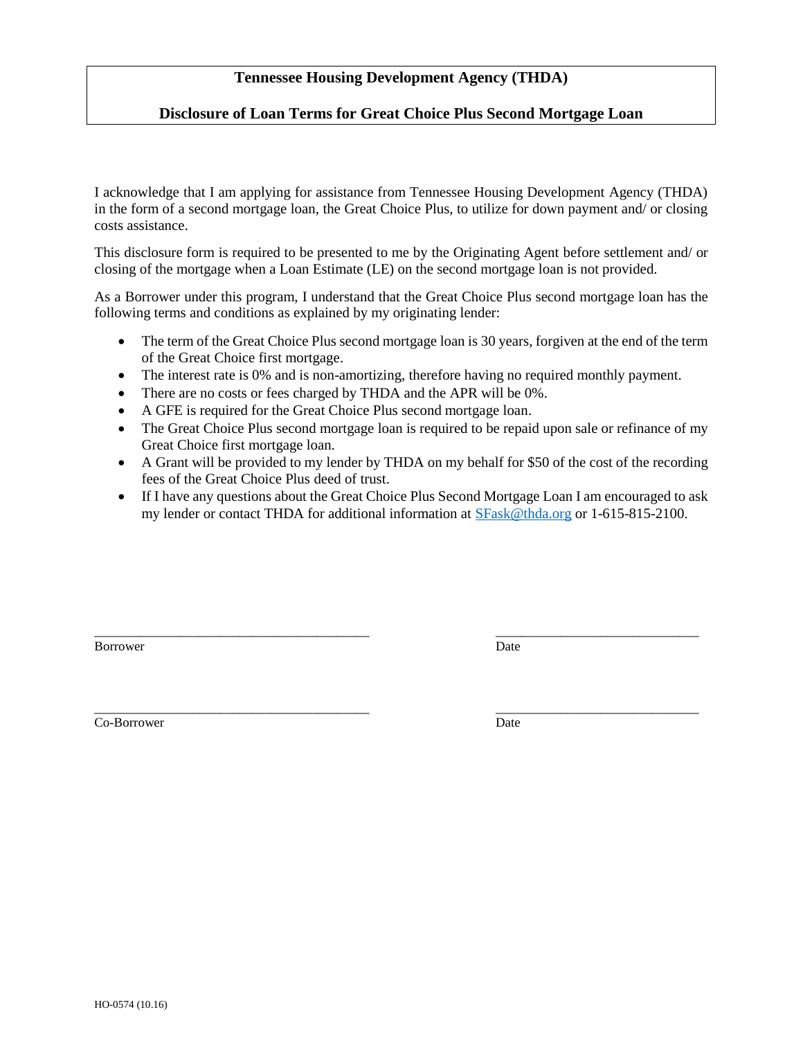# Tennessee Housing Development Agency (THDA)

## Disclosure of Loan Terms for Great Choice Plus Second Mortgage Loan

I acknowledge that I am applying for assistance from Tennessee Housing Development Agency (THDA) in the form of a second mortgage loan, the Great Choice Plus, to utilize for down payment and/ or closing costs assistance.

This disclosure form is required to be presented to me by the Originating Agent before settlement and/ or closing of the mortgage when a Loan Estimate (LE) on the second mortgage loan is not provided.

As a Borrower under this program, I understand that the Great Choice Plus second mortgage loan has the following terms and conditions as explained by my originating lender:

- The term of the Great Choice Plus second mortgage loan is 30 years, forgiven at the end of the term of the Great Choice first mortgage.
- The interest rate is 0% and is non-amortizing, therefore having no required monthly payment.
- There are no costs or fees charged by THDA and the APR will be 0%.
- A GFE is required for the Great Choice Plus second mortgage loan.
- The Great Choice Plus second mortgage loan is required to be repaid upon sale or refinance of my Great Choice first mortgage loan.
- A Grant will be provided to my lender by THDA on my behalf for $50 of the cost of the recording fees of the Great Choice Plus deed of trust.
- If I have any questions about the Great Choice Plus Second Mortgage Loan I am encouraged to ask my lender or contact THDA for additional information at SFask@thda.org or 1-615-815-2100.

\_\_\_\_\_\_\_\_\_\_\_\_\_\_\_\_\_\_\_\_\_\_\_\_\_\_\_\_\_\_\_\_\_\_\_\_\_\_\_\_ \_\_\_\_\_\_\_\_\_\_\_\_\_\_\_\_\_\_\_\_\_\_\_\_\_\_\_\_\_\_

Borrower Date

\_\_\_\_\_\_\_\_\_\_\_\_\_\_\_\_\_\_\_\_\_\_\_\_\_\_\_\_\_\_\_\_\_\_\_\_\_\_\_\_ \_\_\_\_\_\_\_\_\_\_\_\_\_\_\_\_\_\_\_\_\_\_\_\_\_\_\_\_\_\_

Co-Borrower Date

HO-0574 (10.16)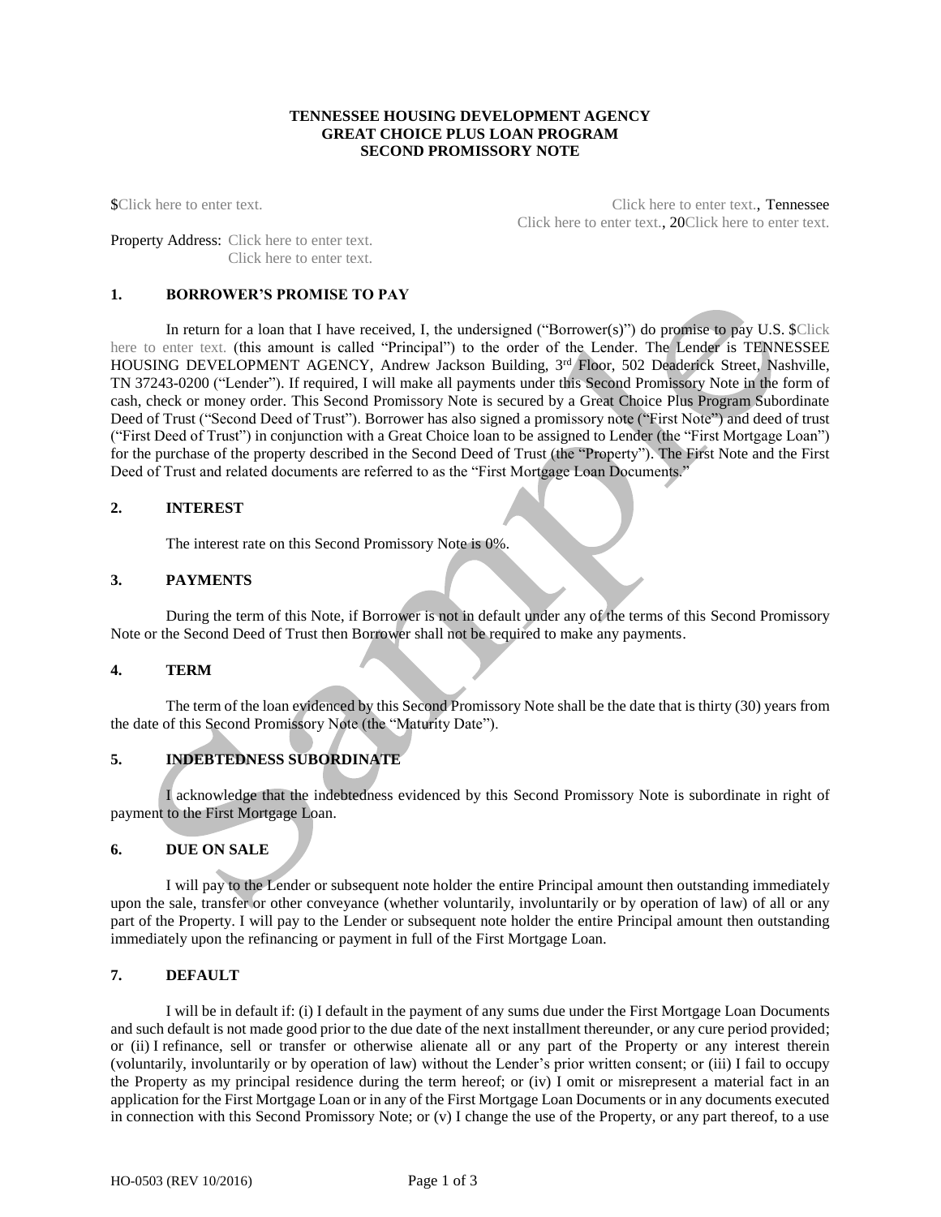**TENNESSEE HOUSING DEVELOPMENT AGENCY**
**GREAT CHOICE PLUS LOAN PROGRAM**
**SECOND PROMISSORY NOTE**

$Click here to enter text. Click here to enter text., Tennessee
Click here to enter text., 20Click here to enter text.

Property Address: Click here to enter text.
Click here to enter text.

## 1. BORROWER'S PROMISE TO PAY

In return for a loan that I have received, I, the undersigned ("Borrower(s)") do promise to pay U.S. $Click here to enter text. (this amount is called "Principal") to the order of the Lender. The Lender is TENNESSEE HOUSING DEVELOPMENT AGENCY, Andrew Jackson Building, 3rd Floor, 502 Deaderick Street, Nashville, TN 37243-0200 ("Lender"). If required, I will make all payments under this Second Promissory Note in the form of cash, check or money order. This Second Promissory Note is secured by a Great Choice Plus Program Subordinate Deed of Trust ("Second Deed of Trust"). Borrower has also signed a promissory note ("First Note") and deed of trust ("First Deed of Trust") in conjunction with a Great Choice loan to be assigned to Lender (the "First Mortgage Loan") for the purchase of the property described in the Second Deed of Trust (the "Property"). The First Note and the First Deed of Trust and related documents are referred to as the "First Mortgage Loan Documents."

## 2. INTEREST

The interest rate on this Second Promissory Note is 0%.

## 3. PAYMENTS

During the term of this Note, if Borrower is not in default under any of the terms of this Second Promissory Note or the Second Deed of Trust then Borrower shall not be required to make any payments.

## 4. TERM

The term of the loan evidenced by this Second Promissory Note shall be the date that is thirty (30) years from the date of this Second Promissory Note (the "Maturity Date").

## 5. INDEBTEDNESS SUBORDINATE

I acknowledge that the indebtedness evidenced by this Second Promissory Note is subordinate in right of payment to the First Mortgage Loan.

## 6. DUE ON SALE

I will pay to the Lender or subsequent note holder the entire Principal amount then outstanding immediately upon the sale, transfer or other conveyance (whether voluntarily, involuntarily or by operation of law) of all or any part of the Property. I will pay to the Lender or subsequent note holder the entire Principal amount then outstanding immediately upon the refinancing or payment in full of the First Mortgage Loan.

## 7. DEFAULT

I will be in default if: (i) I default in the payment of any sums due under the First Mortgage Loan Documents and such default is not made good prior to the due date of the next installment thereunder, or any cure period provided; or (ii) I refinance, sell or transfer or otherwise alienate all or any part of the Property or any interest therein (voluntarily, involuntarily or by operation of law) without the Lender's prior written consent; or (iii) I fail to occupy the Property as my principal residence during the term hereof; or (iv) I omit or misrepresent a material fact in an application for the First Mortgage Loan or in any of the First Mortgage Loan Documents or in any documents executed in connection with this Second Promissory Note; or (v) I change the use of the Property, or any part thereof, to a use

HO-0503 (REV 10/2016)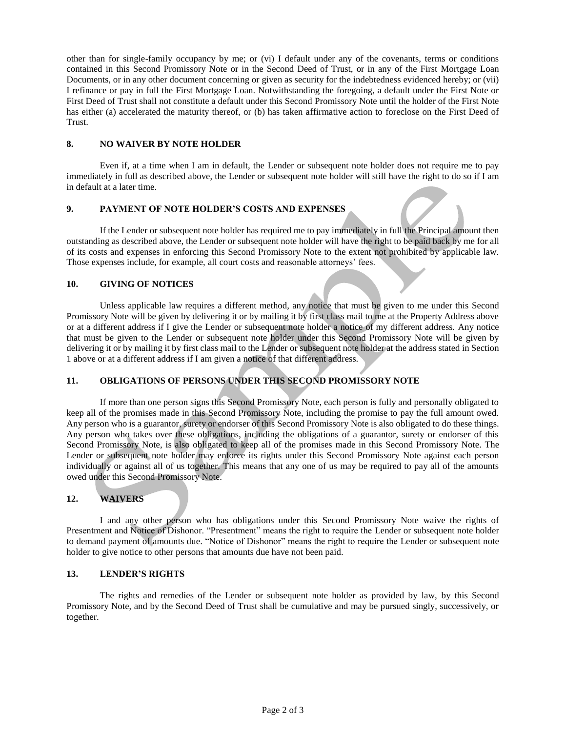other than for single-family occupancy by me; or (vi) I default under any of the covenants, terms or conditions contained in this Second Promissory Note or in the Second Deed of Trust, or in any of the First Mortgage Loan Documents, or in any other document concerning or given as security for the indebtedness evidenced hereby; or (vii) I refinance or pay in full the First Mortgage Loan. Notwithstanding the foregoing, a default under the First Note or First Deed of Trust shall not constitute a default under this Second Promissory Note until the holder of the First Note has either (a) accelerated the maturity thereof, or (b) has taken affirmative action to foreclose on the First Deed of Trust.

## 8. NO WAIVER BY NOTE HOLDER

Even if, at a time when I am in default, the Lender or subsequent note holder does not require me to pay immediately in full as described above, the Lender or subsequent note holder will still have the right to do so if I am in default at a later time.

## 9. PAYMENT OF NOTE HOLDER'S COSTS AND EXPENSES

If the Lender or subsequent note holder has required me to pay immediately in full the Principal amount then outstanding as described above, the Lender or subsequent note holder will have the right to be paid back by me for all of its costs and expenses in enforcing this Second Promissory Note to the extent not prohibited by applicable law. Those expenses include, for example, all court costs and reasonable attorneys' fees.

## 10. GIVING OF NOTICES

Unless applicable law requires a different method, any notice that must be given to me under this Second Promissory Note will be given by delivering it or by mailing it by first class mail to me at the Property Address above or at a different address if I give the Lender or subsequent note holder a notice of my different address. Any notice that must be given to the Lender or subsequent note holder under this Second Promissory Note will be given by delivering it or by mailing it by first class mail to the Lender or subsequent note holder at the address stated in Section 1 above or at a different address if I am given a notice of that different address.

## 11. OBLIGATIONS OF PERSONS UNDER THIS SECOND PROMISSORY NOTE

If more than one person signs this Second Promissory Note, each person is fully and personally obligated to keep all of the promises made in this Second Promissory Note, including the promise to pay the full amount owed. Any person who is a guarantor, surety or endorser of this Second Promissory Note is also obligated to do these things. Any person who takes over these obligations, including the obligations of a guarantor, surety or endorser of this Second Promissory Note, is also obligated to keep all of the promises made in this Second Promissory Note. The Lender or subsequent note holder may enforce its rights under this Second Promissory Note against each person individually or against all of us together. This means that any one of us may be required to pay all of the amounts owed under this Second Promissory Note.

## 12. WAIVERS

I and any other person who has obligations under this Second Promissory Note waive the rights of Presentment and Notice of Dishonor. "Presentment" means the right to require the Lender or subsequent note holder to demand payment of amounts due. "Notice of Dishonor" means the right to require the Lender or subsequent note holder to give notice to other persons that amounts due have not been paid.

## 13. LENDER'S RIGHTS

The rights and remedies of the Lender or subsequent note holder as provided by law, by this Second Promissory Note, and by the Second Deed of Trust shall be cumulative and may be pursued singly, successively, or together.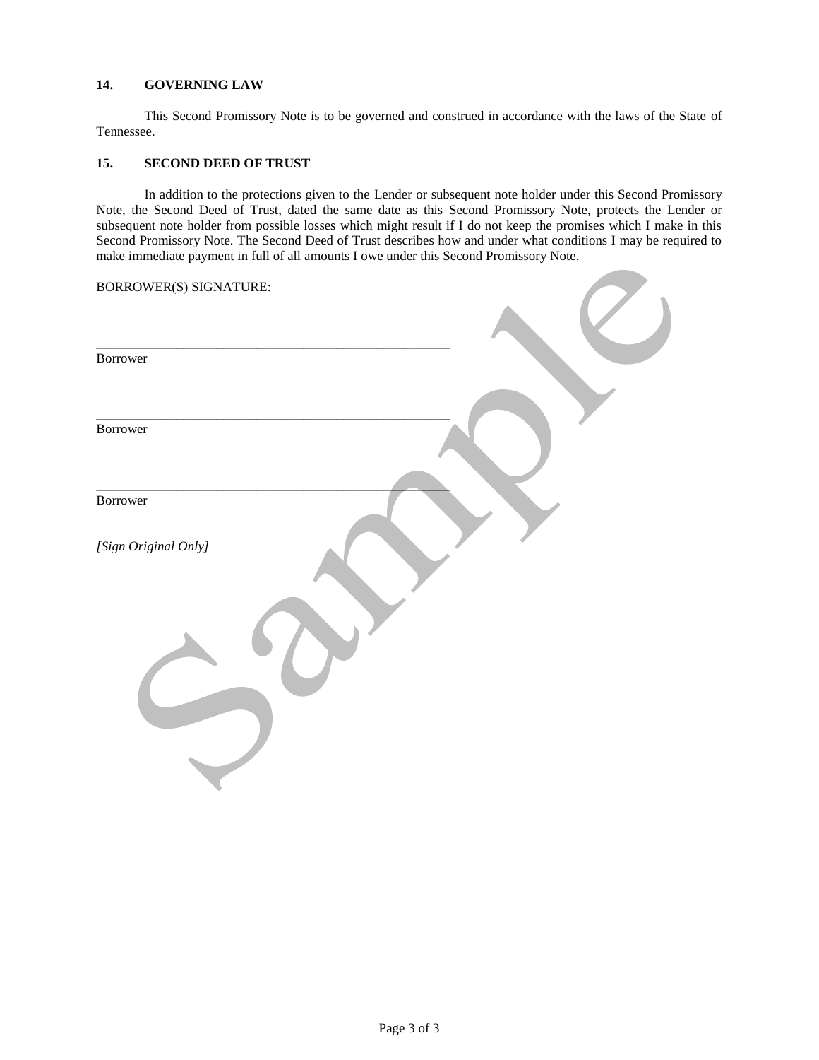## 14. GOVERNING LAW

This Second Promissory Note is to be governed and construed in accordance with the laws of the State of Tennessee.

## 15. SECOND DEED OF TRUST

In addition to the protections given to the Lender or subsequent note holder under this Second Promissory Note, the Second Deed of Trust, dated the same date as this Second Promissory Note, protects the Lender or subsequent note holder from possible losses which might result if I do not keep the promises which I make in this Second Promissory Note. The Second Deed of Trust describes how and under what conditions I may be required to make immediate payment in full of all amounts I owe under this Second Promissory Note.

BORROWER(S) SIGNATURE:

\_\_\_\_\_\_\_\_\_\_\_\_\_\_\_\_\_\_\_\_\_\_\_\_\_\_\_\_\_\_\_\_\_\_\_\_\_\_\_\_\_\_\_\_\_\_\_\_\_\_\_\_
Borrower

\_\_\_\_\_\_\_\_\_\_\_\_\_\_\_\_\_\_\_\_\_\_\_\_\_\_\_\_\_\_\_\_\_\_\_\_\_\_\_\_\_\_\_\_\_\_\_\_\_\_\_\_
Borrower

\_\_\_\_\_\_\_\_\_\_\_\_\_\_\_\_\_\_\_\_\_\_\_\_\_\_\_\_\_\_\_\_\_\_\_\_\_\_\_\_\_\_\_\_\_\_\_\_\_\_\_\_
Borrower

*[Sign Original Only]*